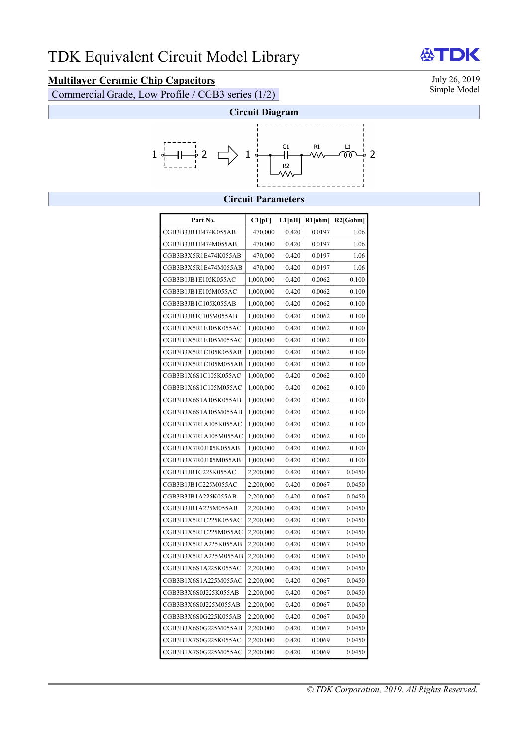# TDK Equivalent Circuit Model Library

## Multilayer Ceramic Chip Capacitors

Commercial Grade, Low Profile / CGB3 series (1/2)

July 26, 2019
Simple Model

### Circuit Diagram

1 —| |— 2 ⇨ 1 — C1 — R1 — L1 — 2 (R2 in parallel with C1)

### Circuit Parameters

| Part No. | C1[pF] | L1[nH] | R1[ohm] | R2[Gohm] |
|---|---|---|---|---|
| CGB3B3JB1E474K055AB | 470,000 | 0.420 | 0.0197 | 1.06 |
| CGB3B3JB1E474M055AB | 470,000 | 0.420 | 0.0197 | 1.06 |
| CGB3B3X5R1E474K055AB | 470,000 | 0.420 | 0.0197 | 1.06 |
| CGB3B3X5R1E474M055AB | 470,000 | 0.420 | 0.0197 | 1.06 |
| CGB3B1JB1E105K055AC | 1,000,000 | 0.420 | 0.0062 | 0.100 |
| CGB3B1JB1E105M055AC | 1,000,000 | 0.420 | 0.0062 | 0.100 |
| CGB3B3JB1C105K055AB | 1,000,000 | 0.420 | 0.0062 | 0.100 |
| CGB3B3JB1C105M055AB | 1,000,000 | 0.420 | 0.0062 | 0.100 |
| CGB3B1X5R1E105K055AC | 1,000,000 | 0.420 | 0.0062 | 0.100 |
| CGB3B1X5R1E105M055AC | 1,000,000 | 0.420 | 0.0062 | 0.100 |
| CGB3B3X5R1C105K055AB | 1,000,000 | 0.420 | 0.0062 | 0.100 |
| CGB3B3X5R1C105M055AB | 1,000,000 | 0.420 | 0.0062 | 0.100 |
| CGB3B1X6S1C105K055AC | 1,000,000 | 0.420 | 0.0062 | 0.100 |
| CGB3B1X6S1C105M055AC | 1,000,000 | 0.420 | 0.0062 | 0.100 |
| CGB3B3X6S1A105K055AB | 1,000,000 | 0.420 | 0.0062 | 0.100 |
| CGB3B3X6S1A105M055AB | 1,000,000 | 0.420 | 0.0062 | 0.100 |
| CGB3B1X7R1A105K055AC | 1,000,000 | 0.420 | 0.0062 | 0.100 |
| CGB3B1X7R1A105M055AC | 1,000,000 | 0.420 | 0.0062 | 0.100 |
| CGB3B3X7R0J105K055AB | 1,000,000 | 0.420 | 0.0062 | 0.100 |
| CGB3B3X7R0J105M055AB | 1,000,000 | 0.420 | 0.0062 | 0.100 |
| CGB3B1JB1C225K055AC | 2,200,000 | 0.420 | 0.0067 | 0.0450 |
| CGB3B1JB1C225M055AC | 2,200,000 | 0.420 | 0.0067 | 0.0450 |
| CGB3B3JB1A225K055AB | 2,200,000 | 0.420 | 0.0067 | 0.0450 |
| CGB3B3JB1A225M055AB | 2,200,000 | 0.420 | 0.0067 | 0.0450 |
| CGB3B1X5R1C225K055AC | 2,200,000 | 0.420 | 0.0067 | 0.0450 |
| CGB3B1X5R1C225M055AC | 2,200,000 | 0.420 | 0.0067 | 0.0450 |
| CGB3B3X5R1A225K055AB | 2,200,000 | 0.420 | 0.0067 | 0.0450 |
| CGB3B3X5R1A225M055AB | 2,200,000 | 0.420 | 0.0067 | 0.0450 |
| CGB3B1X6S1A225K055AC | 2,200,000 | 0.420 | 0.0067 | 0.0450 |
| CGB3B1X6S1A225M055AC | 2,200,000 | 0.420 | 0.0067 | 0.0450 |
| CGB3B3X6S0J225K055AB | 2,200,000 | 0.420 | 0.0067 | 0.0450 |
| CGB3B3X6S0J225M055AB | 2,200,000 | 0.420 | 0.0067 | 0.0450 |
| CGB3B3X6S0G225K055AB | 2,200,000 | 0.420 | 0.0067 | 0.0450 |
| CGB3B3X6S0G225M055AB | 2,200,000 | 0.420 | 0.0067 | 0.0450 |
| CGB3B1X7S0G225K055AC | 2,200,000 | 0.420 | 0.0069 | 0.0450 |
| CGB3B1X7S0G225M055AC | 2,200,000 | 0.420 | 0.0069 | 0.0450 |

*© TDK Corporation, 2019. All Rights Reserved.*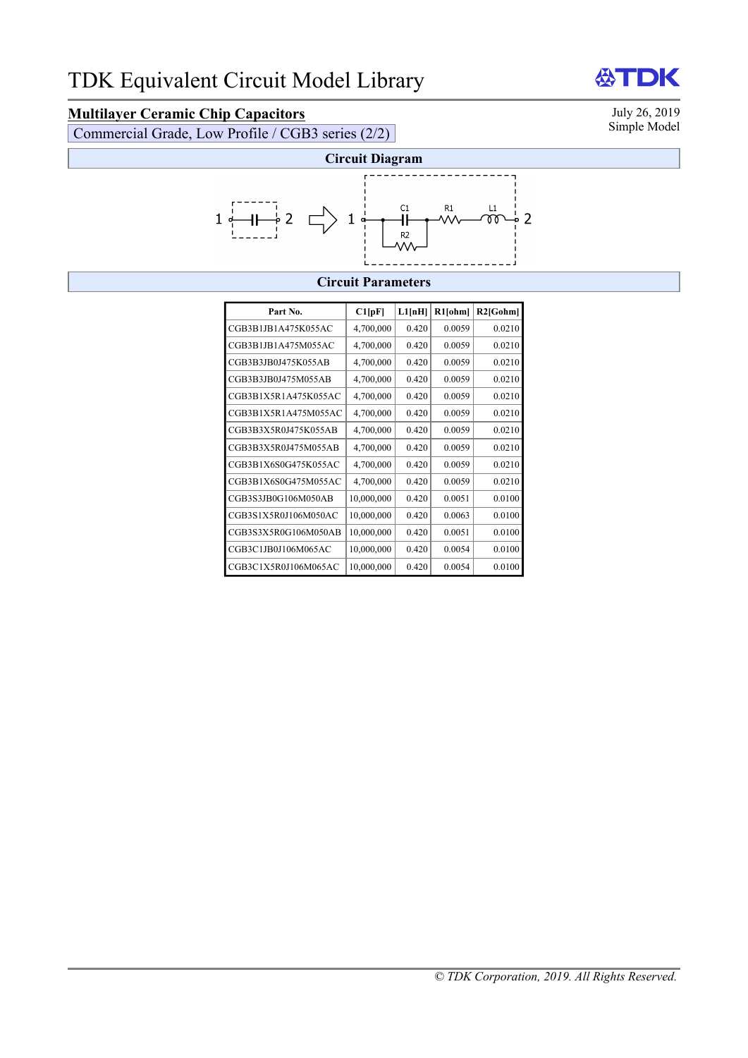# TDK Equivalent Circuit Model Library

July 26, 2019
Simple Model

## Multilayer Ceramic Chip Capacitors

Commercial Grade, Low Profile / CGB3 series (2/2)

### Circuit Diagram

1 2 1 C1 R1 L1 2 R2

### Circuit Parameters

| Part No. | C1[pF] | L1[nH] | R1[ohm] | R2[Gohm] |
|---|---|---|---|---|
| CGB3B1JB1A475K055AC | 4,700,000 | 0.420 | 0.0059 | 0.0210 |
| CGB3B1JB1A475M055AC | 4,700,000 | 0.420 | 0.0059 | 0.0210 |
| CGB3B3JB0J475K055AB | 4,700,000 | 0.420 | 0.0059 | 0.0210 |
| CGB3B3JB0J475M055AB | 4,700,000 | 0.420 | 0.0059 | 0.0210 |
| CGB3B1X5R1A475K055AC | 4,700,000 | 0.420 | 0.0059 | 0.0210 |
| CGB3B1X5R1A475M055AC | 4,700,000 | 0.420 | 0.0059 | 0.0210 |
| CGB3B3X5R0J475K055AB | 4,700,000 | 0.420 | 0.0059 | 0.0210 |
| CGB3B3X5R0J475M055AB | 4,700,000 | 0.420 | 0.0059 | 0.0210 |
| CGB3B1X6S0G475K055AC | 4,700,000 | 0.420 | 0.0059 | 0.0210 |
| CGB3B1X6S0G475M055AC | 4,700,000 | 0.420 | 0.0059 | 0.0210 |
| CGB3S3JB0G106M050AB | 10,000,000 | 0.420 | 0.0051 | 0.0100 |
| CGB3S1X5R0J106M050AC | 10,000,000 | 0.420 | 0.0063 | 0.0100 |
| CGB3S3X5R0G106M050AB | 10,000,000 | 0.420 | 0.0051 | 0.0100 |
| CGB3C1JB0J106M065AC | 10,000,000 | 0.420 | 0.0054 | 0.0100 |
| CGB3C1X5R0J106M065AC | 10,000,000 | 0.420 | 0.0054 | 0.0100 |

*© TDK Corporation, 2019. All Rights Reserved.*